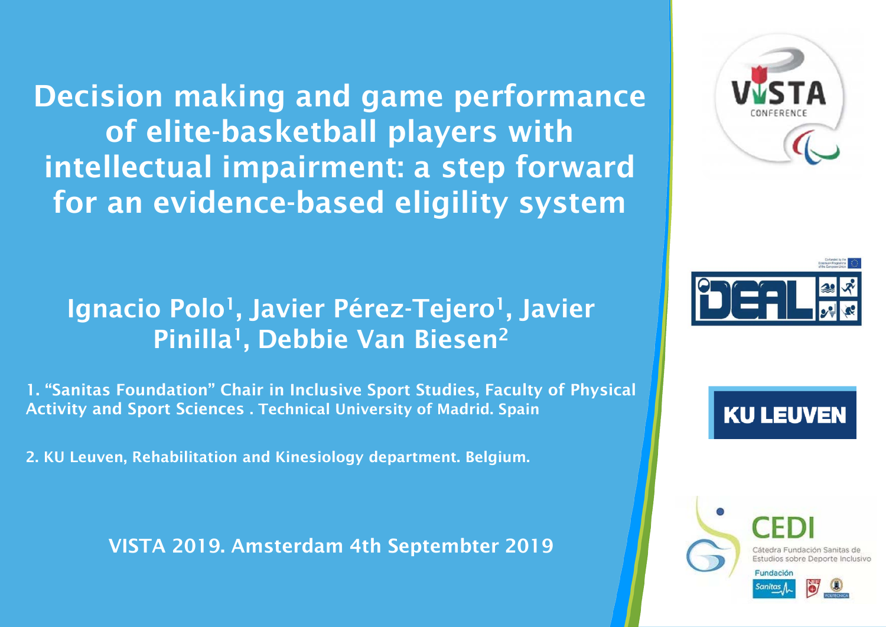# Decision making and game performance of elite-basketball players with intellectual impairment: a step forward for an evidence-based eligility system

## Ignacio Polo[1], Javier Pérez-Tejero[1], Javier Pinilla[1], Debbie Van Biesen[2]

1. "Sanitas Foundation" Chair in Inclusive Sport Studies, Faculty of Physical Activity and Sport Sciences . Technical University of Madrid. Spain

2. KU Leuven, Rehabilitation and Kinesiology department. Belgium.

VISTA 2019. Amsterdam 4th Septembter 2019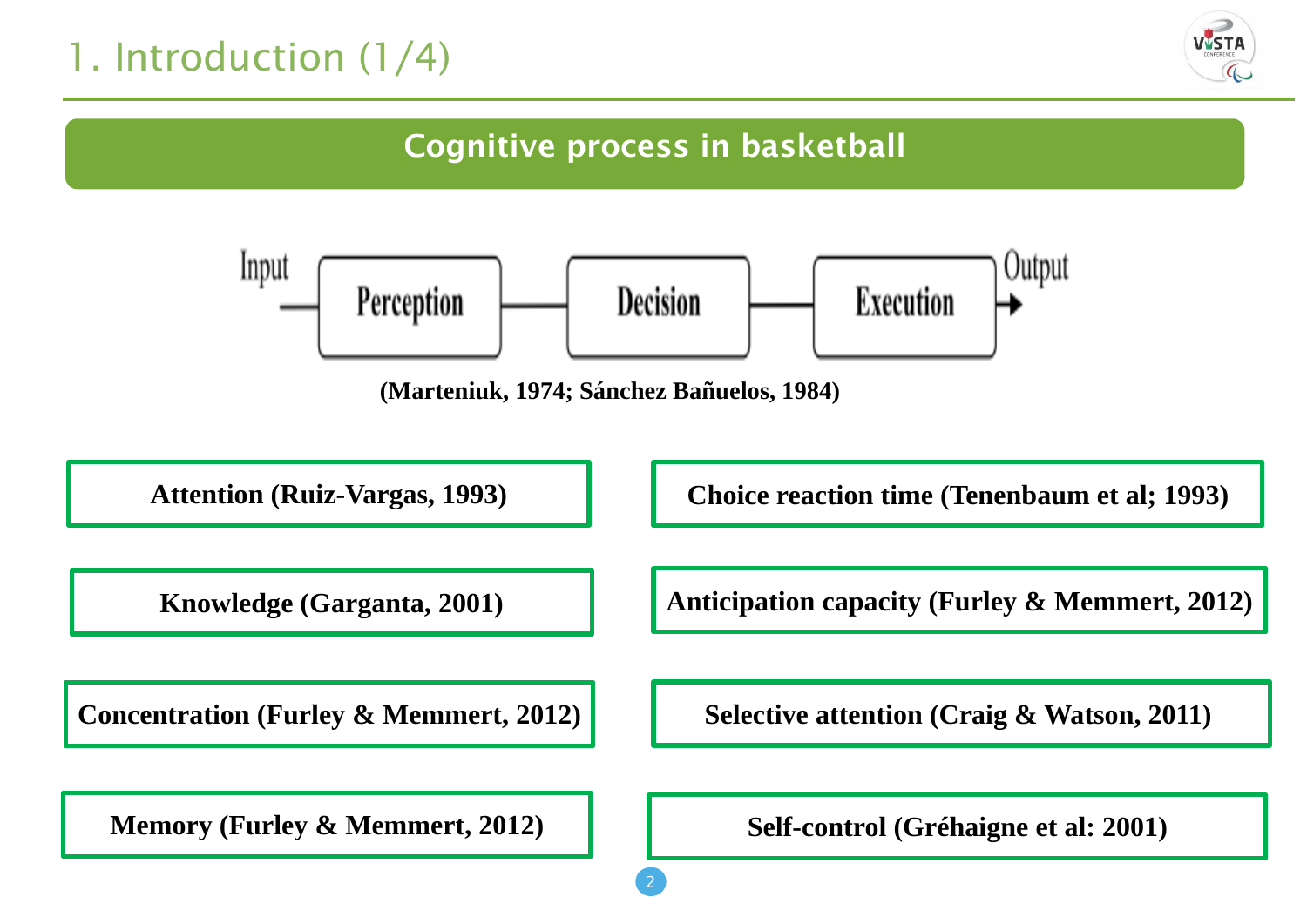# 1. Introduction (1/4)

## Cognitive process in basketball

Input → Perception → Decision → Execution → Output

**(Marteniuk, 1974; Sánchez Bañuelos, 1984)**

- **Attention (Ruiz-Vargas, 1993)**
- **Choice reaction time (Tenenbaum et al; 1993)**
- **Knowledge (Garganta, 2001)**
- **Anticipation capacity (Furley & Memmert, 2012)**
- **Concentration (Furley & Memmert, 2012)**
- **Selective attention (Craig & Watson, 2011)**
- **Memory (Furley & Memmert, 2012)**
- **Self-control (Gréhaigne et al: 2001)**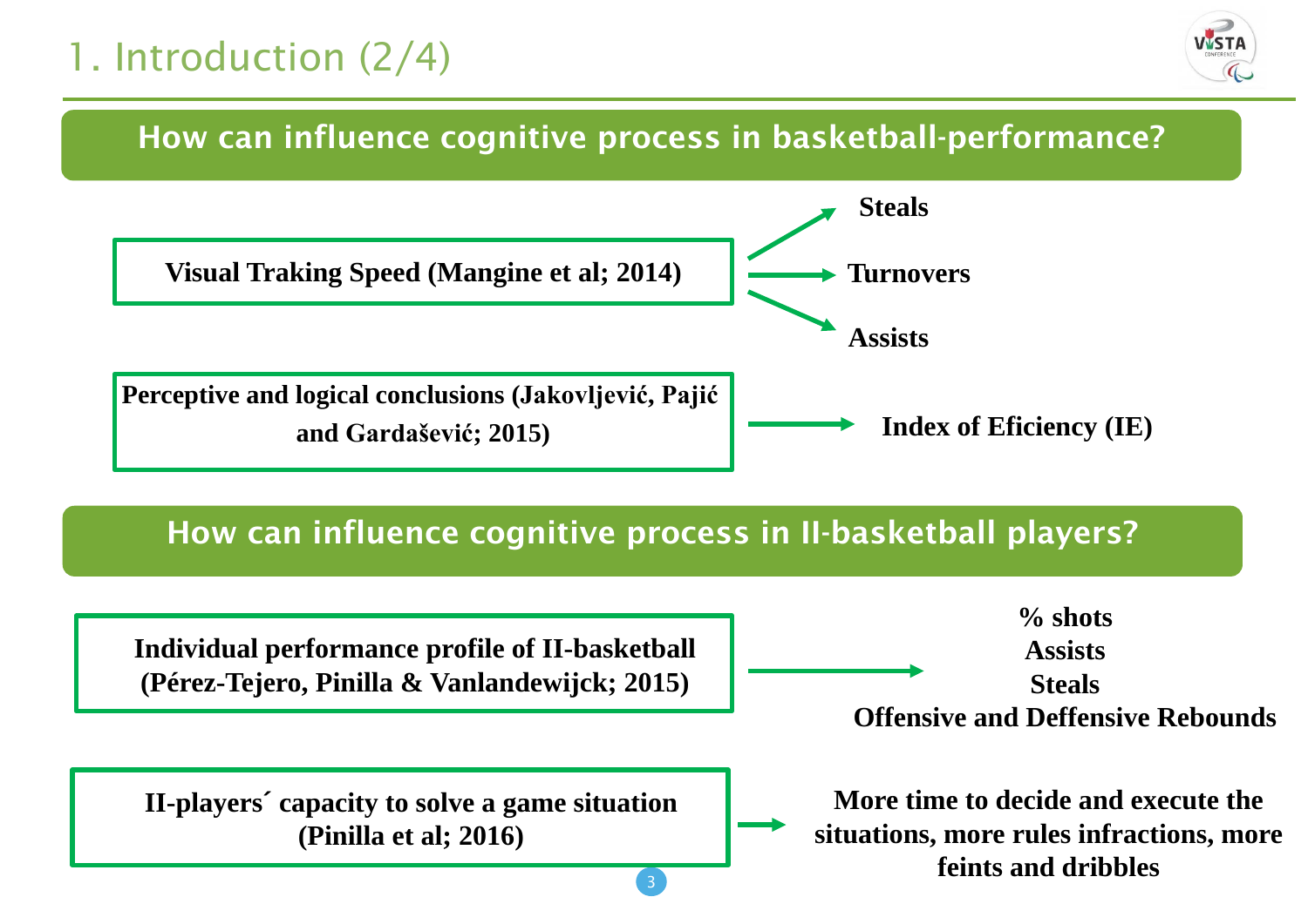# 1. Introduction (2/4)

## How can influence cognitive process in basketball-performance?

**Visual Traking Speed (Mangine et al; 2014)** → **Steals**, **Turnovers**, **Assists**

**Perceptive and logical conclusions (Jakovljević, Pajić and Gardašević; 2015)** → **Index of Eficiency (IE)**

## How can influence cognitive process in II-basketball players?

**Individual performance profile of II-basketball (Pérez-Tejero, Pinilla & Vanlandewijck; 2015)** →

**% shots**
**Assists**
**Steals**
**Offensive and Deffensive Rebounds**

**II-players´ capacity to solve a game situation (Pinilla et al; 2016)** → **More time to decide and execute the situations, more rules infractions, more feints and dribbles**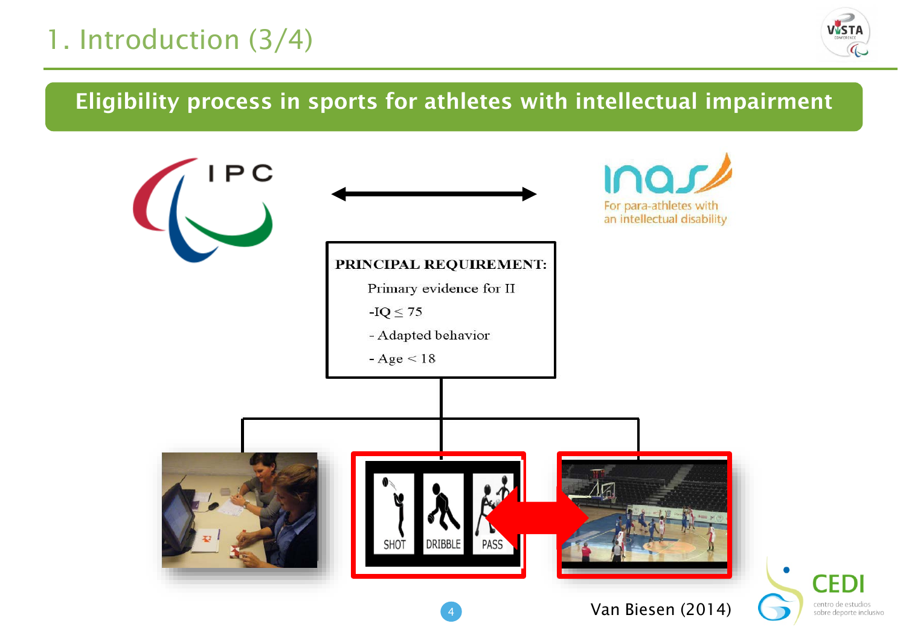# 1. Introduction (3/4)

## Eligibility process in sports for athletes with intellectual impairment

IPC

inas — For para-athletes with an intellectual disability

**PRINCIPAL REQUIREMENT:**

Primary evidence for II

- IQ $\leq$ 75
- Adapted behavior
- Age < 18

SHOT DRIBBLE PASS

Van Biesen (2014)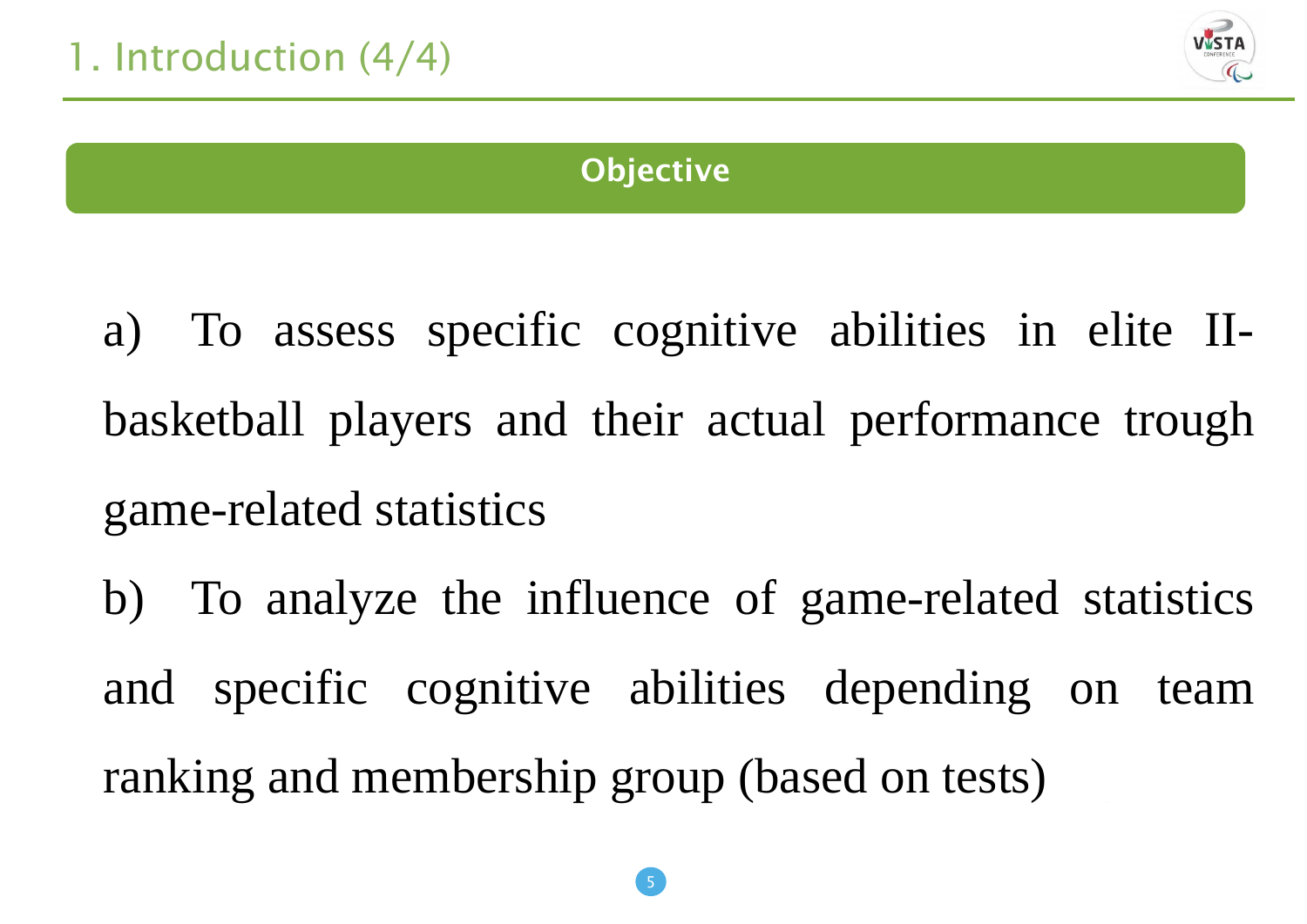# 1. Introduction (4/4)

## Objective

a) To assess specific cognitive abilities in elite II-basketball players and their actual performance trough game-related statistics

b) To analyze the influence of game-related statistics and specific cognitive abilities depending on team ranking and membership group (based on tests)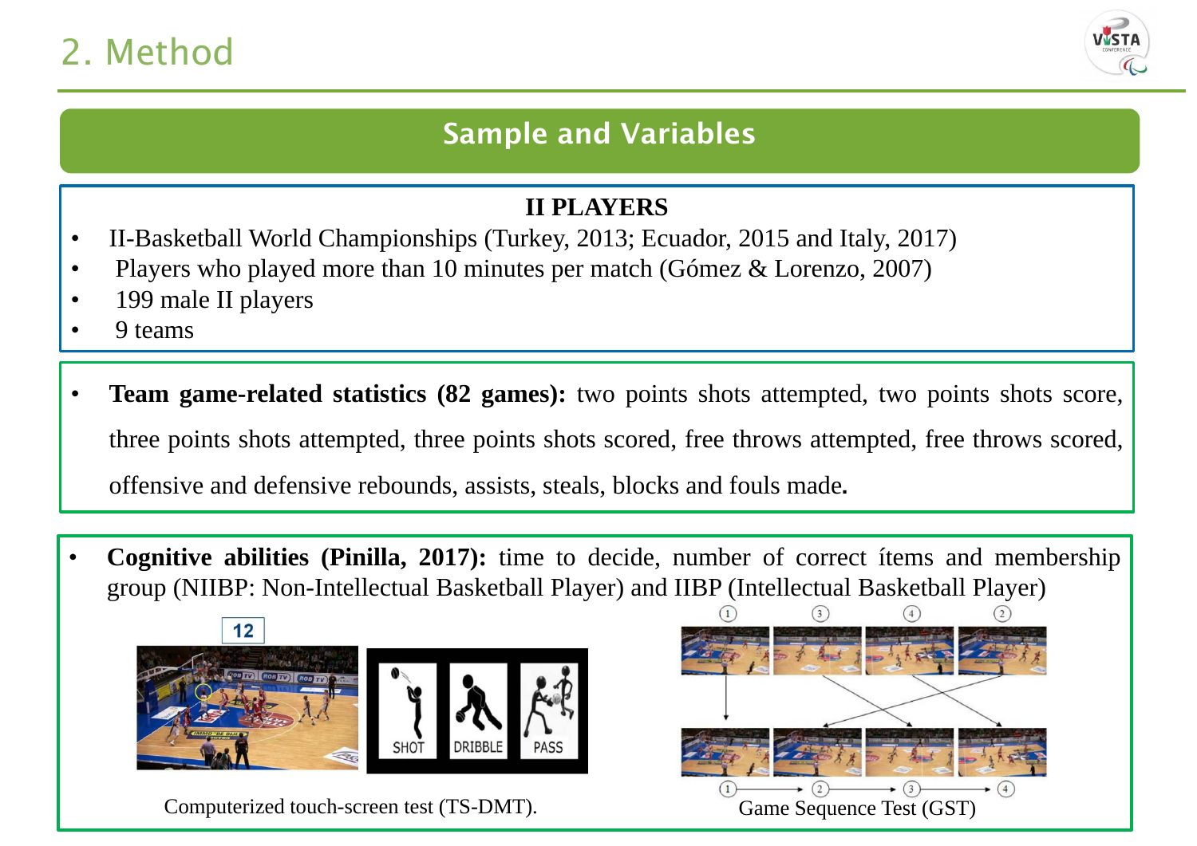# 2. Method

## Sample and Variables

### II PLAYERS

- II-Basketball World Championships (Turkey, 2013; Ecuador, 2015 and Italy, 2017)
- Players who played more than 10 minutes per match (Gómez & Lorenzo, 2007)
- 199 male II players
- 9 teams

- **Team game-related statistics (82 games):** two points shots attempted, two points shots score, three points shots attempted, three points shots scored, free throws attempted, free throws scored, offensive and defensive rebounds, assists, steals, blocks and fouls made**.**

- **Cognitive abilities (Pinilla, 2017):** time to decide, number of correct ítems and membership group (NIIBP: Non-Intellectual Basketball Player) and IIBP (Intellectual Basketball Player)

Computerized touch-screen test (TS-DMT).

Game Sequence Test (GST)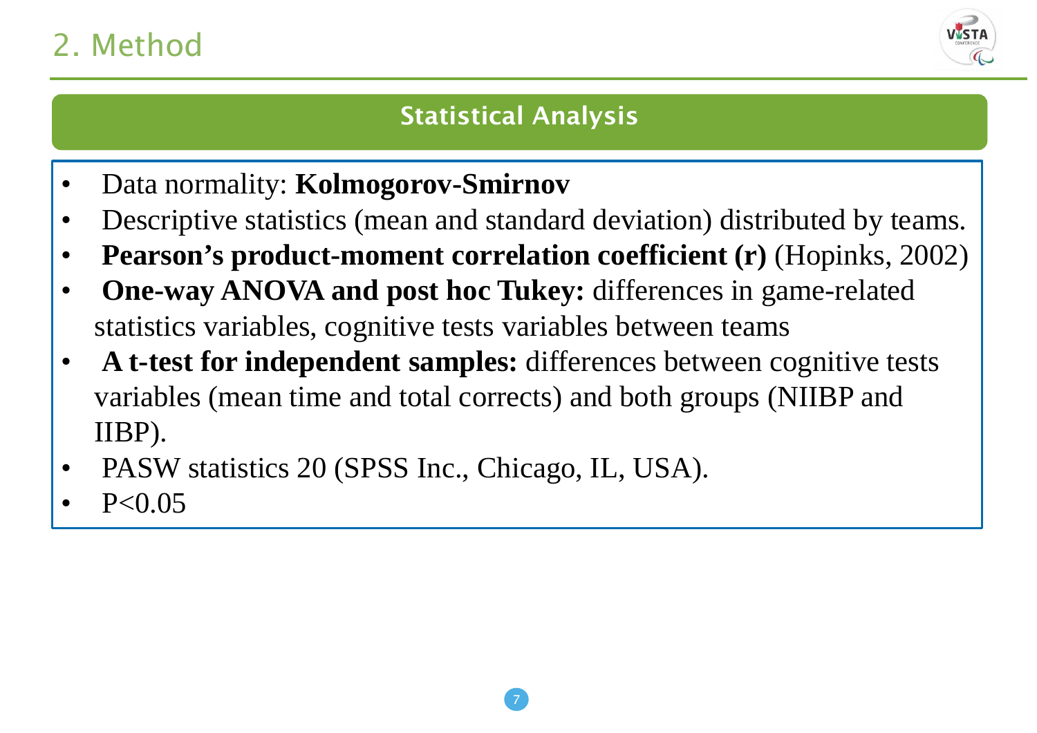## 2. Method

### Statistical Analysis

- Data normality: **Kolmogorov-Smirnov**
- Descriptive statistics (mean and standard deviation) distributed by teams.
- **Pearson's product-moment correlation coefficient (r)** (Hopinks, 2002)
- **One-way ANOVA and post hoc Tukey:** differences in game-related statistics variables, cognitive tests variables between teams
- **A t-test for independent samples:** differences between cognitive tests variables (mean time and total corrects) and both groups (NIIBP and IIBP).
- PASW statistics 20 (SPSS Inc., Chicago, IL, USA).
- $P<0.05$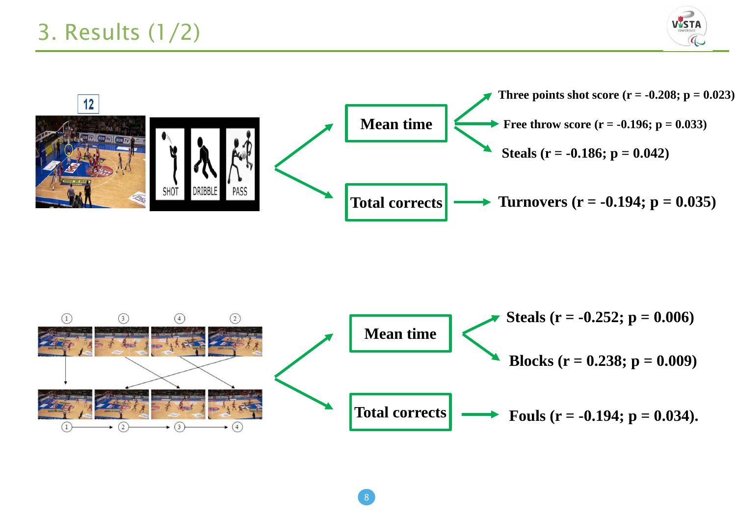# 3. Results (1/2)

**Mean time**
- **Three points shot score (r = -0.208; p = 0.023)**
- **Free throw score (r = -0.196; p = 0.033)**
- **Steals (r = -0.186; p = 0.042)**

**Total corrects**
- **Turnovers (r = -0.194; p = 0.035)**

**Mean time**
- **Steals (r = -0.252; p = 0.006)**
- **Blocks (r = 0.238; p = 0.009)**

**Total corrects**
- **Fouls (r = -0.194; p = 0.034).**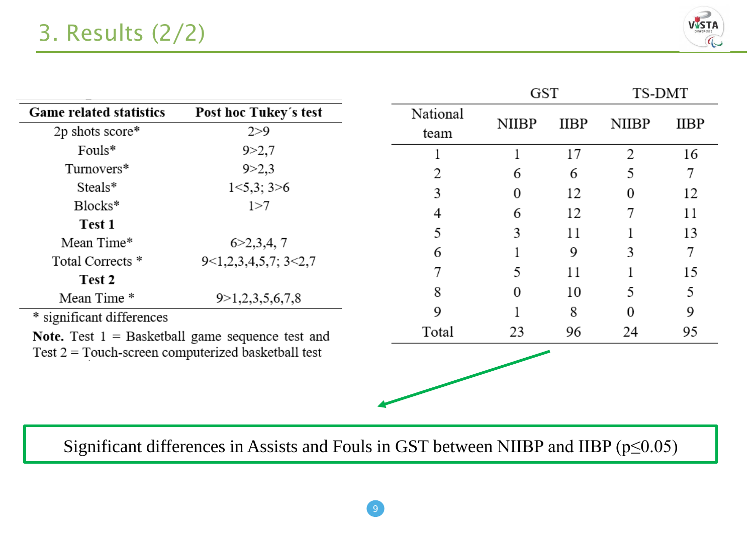# 3. Results (2/2)

| Game related statistics | Post hoc Tukey´s test |
|---|---|
| 2p shots score* | 2>9 |
| Fouls* | 9>2,7 |
| Turnovers* | 9>2,3 |
| Steals* | 1<5,3; 3>6 |
| Blocks* | 1>7 |
| **Test 1** | |
| Mean Time* | 6>2,3,4, 7 |
| Total Corrects * | 9<1,2,3,4,5,7; 3<2,7 |
| **Test 2** | |
| Mean Time * | 9>1,2,3,5,6,7,8 |

\* significant differences

**Note.** Test 1 = Basketball game sequence test and Test 2 = Touch-screen computerized basketball test

| | GST | | TS-DMT | |
|---|---|---|---|---|
| National team | NIIBP | IIBP | NIIBP | IIBP |
| 1 | 1 | 17 | 2 | 16 |
| 2 | 6 | 6 | 5 | 7 |
| 3 | 0 | 12 | 0 | 12 |
| 4 | 6 | 12 | 7 | 11 |
| 5 | 3 | 11 | 1 | 13 |
| 6 | 1 | 9 | 3 | 7 |
| 7 | 5 | 11 | 1 | 15 |
| 8 | 0 | 10 | 5 | 5 |
| 9 | 1 | 8 | 0 | 9 |
| Total | 23 | 96 | 24 | 95 |

Significant differences in Assists and Fouls in GST between NIIBP and IIBP ($p \leq 0.05$)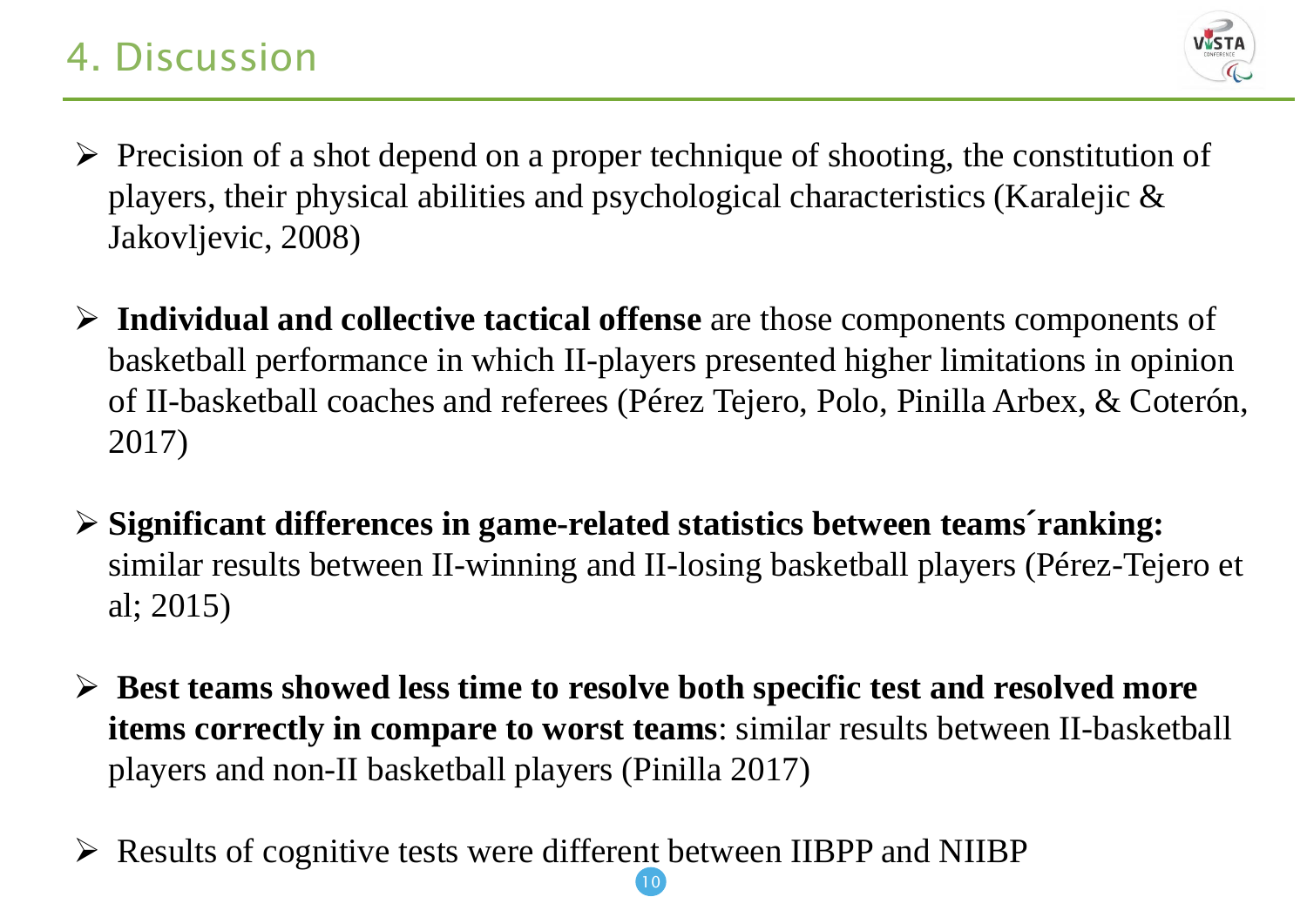# 4. Discussion

- Precision of a shot depend on a proper technique of shooting, the constitution of players, their physical abilities and psychological characteristics (Karalejic & Jakovljevic, 2008)

- **Individual and collective tactical offense** are those components components of basketball performance in which II-players presented higher limitations in opinion of II-basketball coaches and referees (Pérez Tejero, Polo, Pinilla Arbex, & Coterón, 2017)

- **Significant differences in game-related statistics between teams´ranking:** similar results between II-winning and II-losing basketball players (Pérez-Tejero et al; 2015)

- **Best teams showed less time to resolve both specific test and resolved more items correctly in compare to worst teams**: similar results between II-basketball players and non-II basketball players (Pinilla 2017)

- Results of cognitive tests were different between IIBPP and NIIBP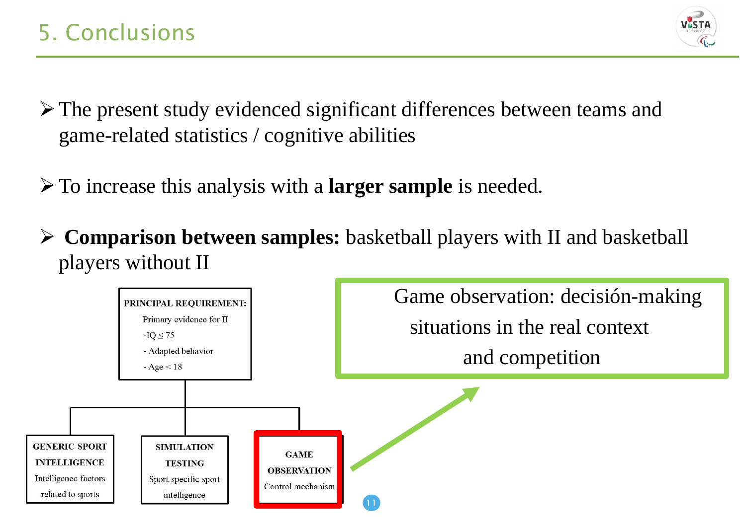# 5. Conclusions

- The present study evidenced significant differences between teams and game-related statistics / cognitive abilities
- To increase this analysis with a **larger sample** is needed.
- **Comparison between samples:** basketball players with II and basketball players without II

**PRINCIPAL REQUIREMENT:**
Primary evidence for II
-IQ ≤ 75
- Adapted behavior
- Age < 18

**GENERIC SPORT INTELLIGENCE**
Intelligence factors related to sports

**SIMULATION TESTING**
Sport specific sport intelligence

**GAME OBSERVATION**
Control mechanism

Game observation: decisión-making situations in the real context and competition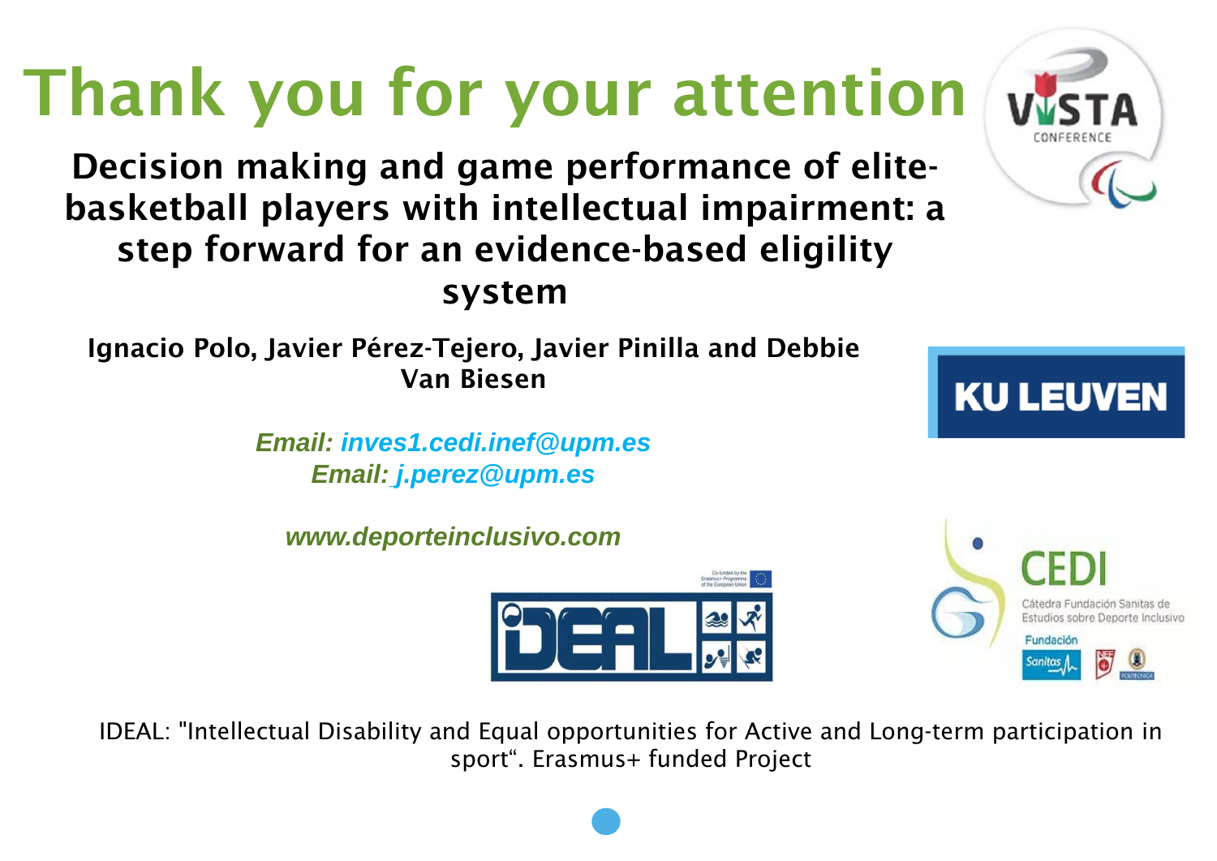# Thank you for your attention

**Decision making and game performance of elite-basketball players with intellectual impairment: a step forward for an evidence-based eligility system**

**Ignacio Polo, Javier Pérez-Tejero, Javier Pinilla and Debbie Van Biesen**

***Email: inves1.cedi.inef@upm.es***
***Email: j.perez@upm.es***

***www.deporteinclusivo.com***

IDEAL: "Intellectual Disability and Equal opportunities for Active and Long-term participation in sport". Erasmus+ funded Project